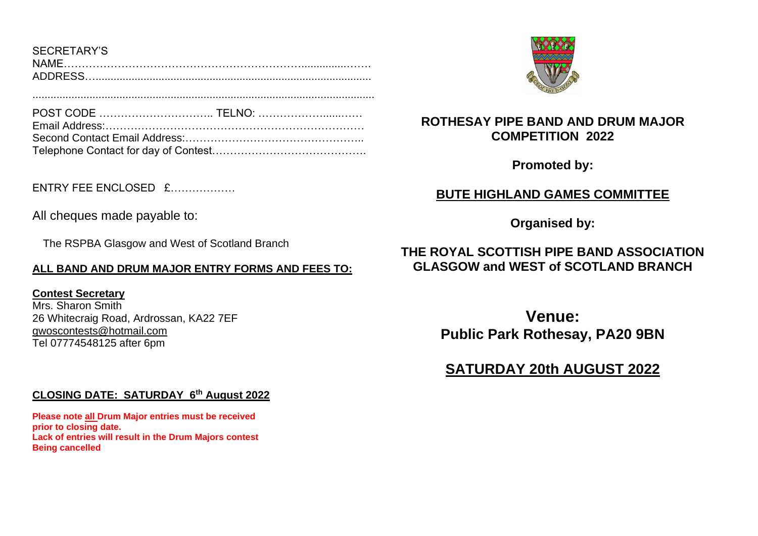SECRETARY'S
NAME……………………………………………………...............……
ADDRESS…..........................................................................................

.....................................................................................................................

POST CODE ………………………….. TELNO: ………………......……
Email Address:……………………………………………………………
Second Contact Email Address:…………………………………………..
Telephone Contact for day of Contest…………………………………….

ENTRY FEE ENCLOSED £………………

All cheques made payable to:

The RSPBA Glasgow and West of Scotland Branch

**ALL BAND AND DRUM MAJOR ENTRY FORMS AND FEES TO:**

**Contest Secretary**
Mrs. Sharon Smith
26 Whitecraig Road, Ardrossan, KA22 7EF
gwoscontests@hotmail.com
Tel 07774548125 after 6pm

**CLOSING DATE: SATURDAY 6th August 2022**

**Please note all Drum Major entries must be received prior to closing date.**
**Lack of entries will result in the Drum Majors contest Being cancelled**

## ROTHESAY PIPE BAND AND DRUM MAJOR COMPETITION 2022

**Promoted by:**

**BUTE HIGHLAND GAMES COMMITTEE**

**Organised by:**

**THE ROYAL SCOTTISH PIPE BAND ASSOCIATION GLASGOW and WEST of SCOTLAND BRANCH**

## Venue:
## Public Park Rothesay, PA20 9BN

## SATURDAY 20th AUGUST 2022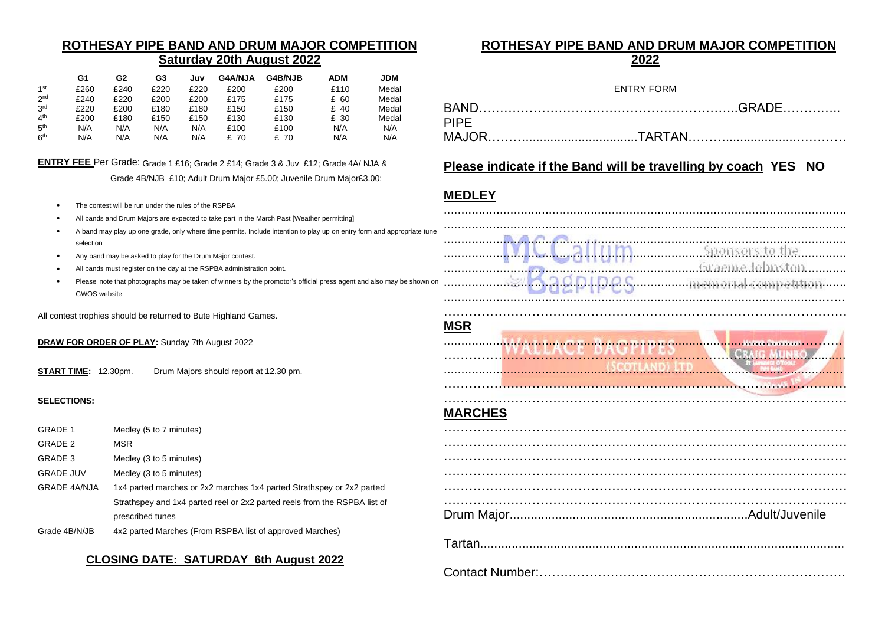## ROTHESAY PIPE BAND AND DRUM MAJOR COMPETITION

### Saturday 20th August 2022

| | G1 | G2 | G3 | Juv | G4A/NJA | G4B/NJB | ADM | JDM |
|---|---|---|---|---|---|---|---|---|
| 1st | £260 | £240 | £220 | £220 | £200 | £200 | £110 | Medal |
| 2nd | £240 | £220 | £200 | £200 | £175 | £175 | £ 60 | Medal |
| 3rd | £220 | £200 | £180 | £180 | £150 | £150 | £ 40 | Medal |
| 4th | £200 | £180 | £150 | £150 | £130 | £130 | £ 30 | Medal |
| 5th | N/A | N/A | N/A | N/A | £100 | £100 | N/A | N/A |
| 6th | N/A | N/A | N/A | N/A | £ 70 | £ 70 | N/A | N/A |

**ENTRY FEE** Per Grade: Grade 1 £16; Grade 2 £14; Grade 3 & Juv £12; Grade 4A/ NJA & Grade 4B/NJB £10; Adult Drum Major £5.00; Juvenile Drum Major£3.00;

- The contest will be run under the rules of the RSPBA
- All bands and Drum Majors are expected to take part in the March Past [Weather permitting]
- A band may play up one grade, only where time permits. Include intention to play up on entry form and appropriate tune selection
- Any band may be asked to play for the Drum Major contest.
- All bands must register on the day at the RSPBA administration point.
- Please note that photographs may be taken of winners by the promotor's official press agent and also may be shown on GWOS website

All contest trophies should be returned to Bute Highland Games.

**DRAW FOR ORDER OF PLAY:** Sunday 7th August 2022

**START TIME:** 12.30pm. Drum Majors should report at 12.30 pm.

**SELECTIONS:**

| | |
|---|---|
| GRADE 1 | Medley (5 to 7 minutes) |
| GRADE 2 | MSR |
| GRADE 3 | Medley (3 to 5 minutes) |
| GRADE JUV | Medley (3 to 5 minutes) |
| GRADE 4A/NJA | 1x4 parted marches or 2x2 marches 1x4 parted Strathspey or 2x2 parted Strathspey and 1x4 parted reel or 2x2 parted reels from the RSPBA list of prescribed tunes |
| Grade 4B/N/JB | 4x2 parted Marches (From RSPBA list of approved Marches) |

**CLOSING DATE: SATURDAY 6th August 2022**

## ROTHESAY PIPE BAND AND DRUM MAJOR COMPETITION 2022

ENTRY FORM

BAND………………………………………………….GRADE…………..

PIPE MAJOR……….............................TARTAN……….............……….

**Please indicate if the Band will be travelling by coach YES NO**

**MEDLEY**

……………………………………………………………………………………………

……………………………………………………………………………………………

……………………………………………………………………………………………

McCallum Sponsors to the Graeme Johnston memorial competition Bagpipes

……………………………………………………………………………………………

……………………………………………………………………………………………

**MSR**

WALLACE BAGPIPES (SCOTLAND) LTD

CRAIG MUNRO

……………………………………………………………………………………………

……………………………………………………………………………………………

**MARCHES**

……………………………………………………………………………………………

……………………………………………………………………………………………

……………………………………………………………………………………………

……………………………………………………………………………………………

……………………………………………………………………………………………

……………………………………………………………………………………………

Drum Major...................................................................Adult/Juvenile

Tartan.........................................................................................

Contact Number:……………………………………………………………….